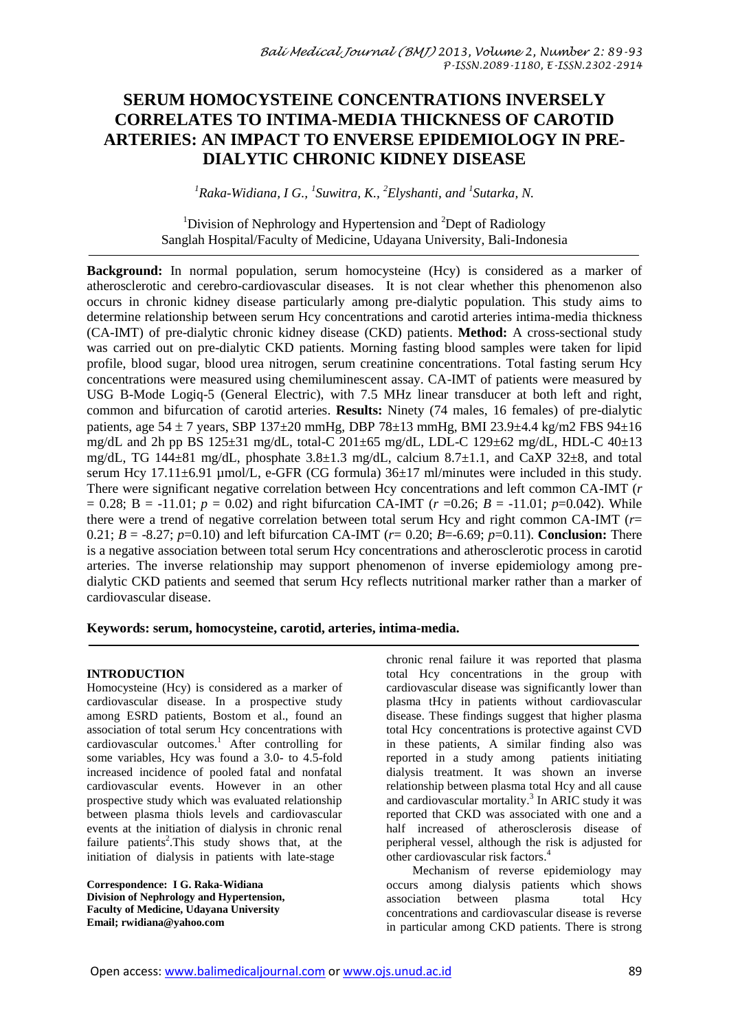# SERUM HOMOCYSTEINE CONCENTRATIONS INVERSELY CORRELATES TO INTIMA-MEDIA THICKNESS OF CAROTID ARTERIES: AN IMPACT TO ENVERSE EPIDEMIOLOGY IN PRE-DIALYTIC CHRONIC KIDNEY DISEASE

*[1]Raka-Widiana, I G., [1]Suwitra, K., [2]Elyshanti, and [1]Sutarka, N.*

[1]Division of Nephrology and Hypertension and [2]Dept of Radiology
Sanglah Hospital/Faculty of Medicine, Udayana University, Bali-Indonesia

**Background:** In normal population, serum homocysteine (Hcy) is considered as a marker of atherosclerotic and cerebro-cardiovascular diseases. It is not clear whether this phenomenon also occurs in chronic kidney disease particularly among pre-dialytic population. This study aims to determine relationship between serum Hcy concentrations and carotid arteries intima-media thickness (CA-IMT) of pre-dialytic chronic kidney disease (CKD) patients. **Method:** A cross-sectional study was carried out on pre-dialytic CKD patients. Morning fasting blood samples were taken for lipid profile, blood sugar, blood urea nitrogen, serum creatinine concentrations. Total fasting serum Hcy concentrations were measured using chemiluminescent assay. CA-IMT of patients were measured by USG B-Mode Logiq-5 (General Electric), with 7.5 MHz linear transducer at both left and right, common and bifurcation of carotid arteries. **Results:** Ninety (74 males, 16 females) of pre-dialytic patients, age 54 ± 7 years, SBP 137±20 mmHg, DBP 78±13 mmHg, BMI 23.9±4.4 kg/m2 FBS 94±16 mg/dL and 2h pp BS 125±31 mg/dL, total-C 201±65 mg/dL, LDL-C 129±62 mg/dL, HDL-C 40±13 mg/dL, TG 144±81 mg/dL, phosphate 3.8±1.3 mg/dL, calcium 8.7±1.1, and CaXP 32±8, and total serum Hcy 17.11±6.91 µmol/L, e-GFR (CG formula) 36±17 ml/minutes were included in this study. There were significant negative correlation between Hcy concentrations and left common CA-IMT ($r = 0.28$; $B = -11.01$; $p = 0.02$) and right bifurcation CA-IMT ($r = 0.26$; $B = -11.01$; $p = 0.042$). While there were a trend of negative correlation between total serum Hcy and right common CA-IMT ($r = 0.21$; $B = -8.27$; $p = 0.10$) and left bifurcation CA-IMT ($r = 0.20$; $B = -6.69$; $p = 0.11$). **Conclusion:** There is a negative association between total serum Hcy concentrations and atherosclerotic process in carotid arteries. The inverse relationship may support phenomenon of inverse epidemiology among pre-dialytic CKD patients and seemed that serum Hcy reflects nutritional marker rather than a marker of cardiovascular disease.

**Keywords: serum, homocysteine, carotid, arteries, intima-media.**

## INTRODUCTION

Homocysteine (Hcy) is considered as a marker of cardiovascular disease. In a prospective study among ESRD patients, Bostom et al., found an association of total serum Hcy concentrations with cardiovascular outcomes.[1] After controlling for some variables, Hcy was found a 3.0- to 4.5-fold increased incidence of pooled fatal and nonfatal cardiovascular events. However in an other prospective study which was evaluated relationship between plasma thiols levels and cardiovascular events at the initiation of dialysis in chronic renal failure patients[2].This study shows that, at the initiation of dialysis in patients with late-stage chronic renal failure it was reported that plasma total Hcy concentrations in the group with cardiovascular disease was significantly lower than plasma tHcy in patients without cardiovascular disease. These findings suggest that higher plasma total Hcy concentrations is protective against CVD in these patients, A similar finding also was reported in a study among patients initiating dialysis treatment. It was shown an inverse relationship between plasma total Hcy and all cause and cardiovascular mortality.[3] In ARIC study it was reported that CKD was associated with one and a half increased of atherosclerosis disease of peripheral vessel, although the risk is adjusted for other cardiovascular risk factors.[4]

Mechanism of reverse epidemiology may occurs among dialysis patients which shows association between plasma total Hcy concentrations and cardiovascular disease is reverse in particular among CKD patients. There is strong

**Correspondence: I G. Raka-Widiana**
**Division of Nephrology and Hypertension,**
**Faculty of Medicine, Udayana University**
**Email; rwidiana@yahoo.com**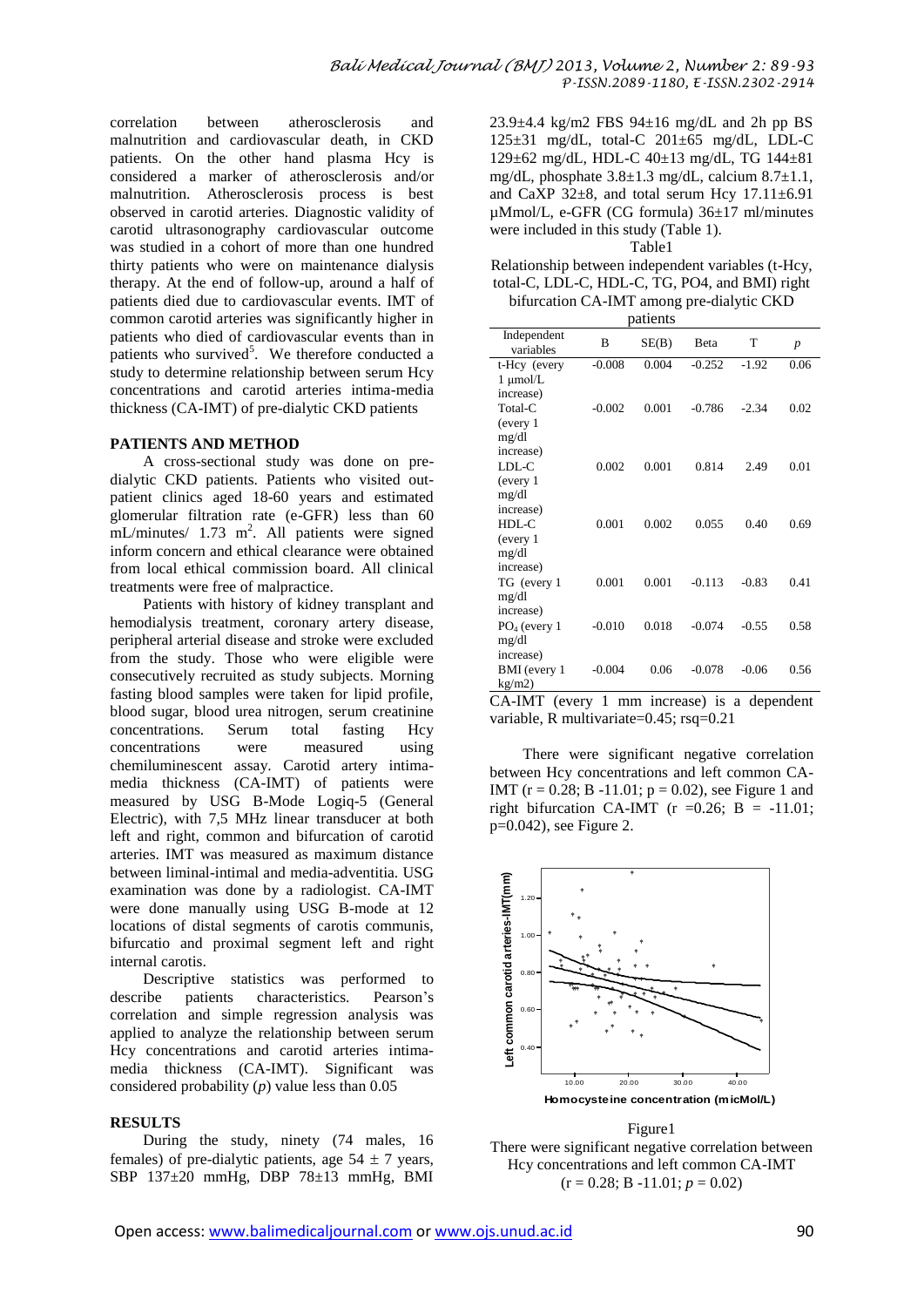correlation between atherosclerosis and malnutrition and cardiovascular death, in CKD patients. On the other hand plasma Hcy is considered a marker of atherosclerosis and/or malnutrition. Atherosclerosis process is best observed in carotid arteries. Diagnostic validity of carotid ultrasonography cardiovascular outcome was studied in a cohort of more than one hundred thirty patients who were on maintenance dialysis therapy. At the end of follow-up, around a half of patients died due to cardiovascular events. IMT of common carotid arteries was significantly higher in patients who died of cardiovascular events than in patients who survived[5]. We therefore conducted a study to determine relationship between serum Hcy concentrations and carotid arteries intima-media thickness (CA-IMT) of pre-dialytic CKD patients

## PATIENTS AND METHOD

A cross-sectional study was done on pre-dialytic CKD patients. Patients who visited out-patient clinics aged 18-60 years and estimated glomerular filtration rate (e-GFR) less than 60 mL/minutes/ 1.73 $m^2$. All patients were signed inform concern and ethical clearance were obtained from local ethical commission board. All clinical treatments were free of malpractice.

Patients with history of kidney transplant and hemodialysis treatment, coronary artery disease, peripheral arterial disease and stroke were excluded from the study. Those who were eligible were consecutively recruited as study subjects. Morning fasting blood samples were taken for lipid profile, blood sugar, blood urea nitrogen, serum creatinine concentrations. Serum total fasting Hcy concentrations were measured using chemiluminescent assay. Carotid artery intima-media thickness (CA-IMT) of patients were measured by USG B-Mode Logiq-5 (General Electric), with 7,5 MHz linear transducer at both left and right, common and bifurcation of carotid arteries. IMT was measured as maximum distance between liminal-intimal and media-adventitia. USG examination was done by a radiologist. CA-IMT were done manually using USG B-mode at 12 locations of distal segments of carotis communis, bifurcatio and proximal segment left and right internal carotis.

Descriptive statistics was performed to describe patients characteristics. Pearson's correlation and simple regression analysis was applied to analyze the relationship between serum Hcy concentrations and carotid arteries intima-media thickness (CA-IMT). Significant was considered probability (*p*) value less than 0.05

## RESULTS

During the study, ninety (74 males, 16 females) of pre-dialytic patients, age 54 ± 7 years, SBP 137±20 mmHg, DBP 78±13 mmHg, BMI 23.9±4.4 kg/m2 FBS 94±16 mg/dL and 2h pp BS 125±31 mg/dL, total-C 201±65 mg/dL, LDL-C 129±62 mg/dL, HDL-C 40±13 mg/dL, TG 144±81 mg/dL, phosphate 3.8±1.3 mg/dL, calcium 8.7±1.1, and CaXP 32±8, and total serum Hcy 17.11±6.91 μMmol/L, e-GFR (CG formula) 36±17 ml/minutes were included in this study (Table 1).

Table1

Relationship between independent variables (t-Hcy, total-C, LDL-C, HDL-C, TG, PO4, and BMI) right bifurcation CA-IMT among pre-dialytic CKD patients

| Independent variables | B | SE(B) | Beta | T | *p* |
|---|---|---|---|---|---|
| t-Hcy (every 1 μmol/L increase) | -0.008 | 0.004 | -0.252 | -1.92 | 0.06 |
| Total-C (every 1 mg/dl increase) | -0.002 | 0.001 | -0.786 | -2.34 | 0.02 |
| LDL-C (every 1 mg/dl increase) | 0.002 | 0.001 | 0.814 | 2.49 | 0.01 |
| HDL-C (every 1 mg/dl increase) | 0.001 | 0.002 | 0.055 | 0.40 | 0.69 |
| TG (every 1 mg/dl increase) | 0.001 | 0.001 | -0.113 | -0.83 | 0.41 |
| $PO_4$ (every 1 mg/dl increase) | -0.010 | 0.018 | -0.074 | -0.55 | 0.58 |
| BMI (every 1 kg/m2) | -0.004 | 0.06 | -0.078 | -0.06 | 0.56 |

CA-IMT (every 1 mm increase) is a dependent variable, R multivariate=0.45; rsq=0.21

There were significant negative correlation between Hcy concentrations and left common CA-IMT (r = 0.28; B -11.01; p = 0.02), see Figure 1 and right bifurcation CA-IMT (r =0.26; B = -11.01; p=0.042), see Figure 2.

Figure1

There were significant negative correlation between Hcy concentrations and left common CA-IMT (r = 0.28; B -11.01; *p* = 0.02)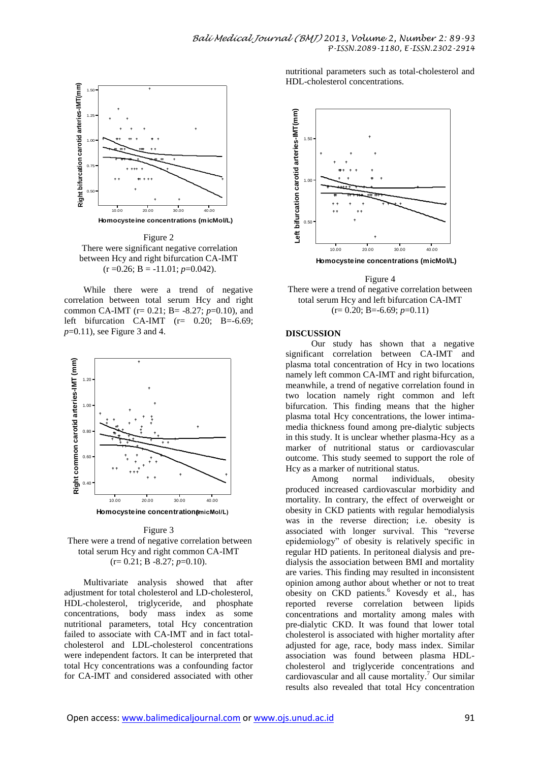Figure 2
There were significant negative correlation between Hcy and right bifurcation CA-IMT ($r = 0.26$; $B = -11.01$; $p=0.042$).

While there were a trend of negative correlation between total serum Hcy and right common CA-IMT ($r= 0.21$; $B= -8.27$; $p=0.10$), and left bifurcation CA-IMT ($r= 0.20$; $B=-6.69$; $p=0.11$), see Figure 3 and 4.

Figure 3
There were a trend of negative correlation between total serum Hcy and right common CA-IMT ($r= 0.21$; B -8.27; $p=0.10$).

Multivariate analysis showed that after adjustment for total cholesterol and LD-cholesterol, HDL-cholesterol, triglyceride, and phosphate concentrations, body mass index as some nutritional parameters, total Hcy concentration failed to associate with CA-IMT and in fact total-cholesterol and LDL-cholesterol concentrations were independent factors. It can be interpreted that total Hcy concentrations was a confounding factor for CA-IMT and considered associated with other nutritional parameters such as total-cholesterol and HDL-cholesterol concentrations.

Figure 4
There were a trend of negative correlation between total serum Hcy and left bifurcation CA-IMT ($r= 0.20$; $B=-6.69$; $p=0.11$)

## DISCUSSION

Our study has shown that a negative significant correlation between CA-IMT and plasma total concentration of Hcy in two locations namely left common CA-IMT and right bifurcation, meanwhile, a trend of negative correlation found in two location namely right common and left bifurcation. This finding means that the higher plasma total Hcy concentrations, the lower intima-media thickness found among pre-dialytic subjects in this study. It is unclear whether plasma-Hcy as a marker of nutritional status or cardiovascular outcome. This study seemed to support the role of Hcy as a marker of nutritional status.

Among normal individuals, obesity produced increased cardiovascular morbidity and mortality. In contrary, the effect of overweight or obesity in CKD patients with regular hemodialysis was in the reverse direction; i.e. obesity is associated with longer survival. This "reverse epidemiology" of obesity is relatively specific in regular HD patients. In peritoneal dialysis and pre-dialysis the association between BMI and mortality are varies. This finding may resulted in inconsistent opinion among author about whether or not to treat obesity on CKD patients.[6] Kovesdy et al., has reported reverse correlation between lipids concentrations and mortality among males with pre-dialytic CKD. It was found that lower total cholesterol is associated with higher mortality after adjusted for age, race, body mass index. Similar association was found between plasma HDL-cholesterol and triglyceride concentrations and cardiovascular and all cause mortality.[7] Our similar results also revealed that total Hcy concentration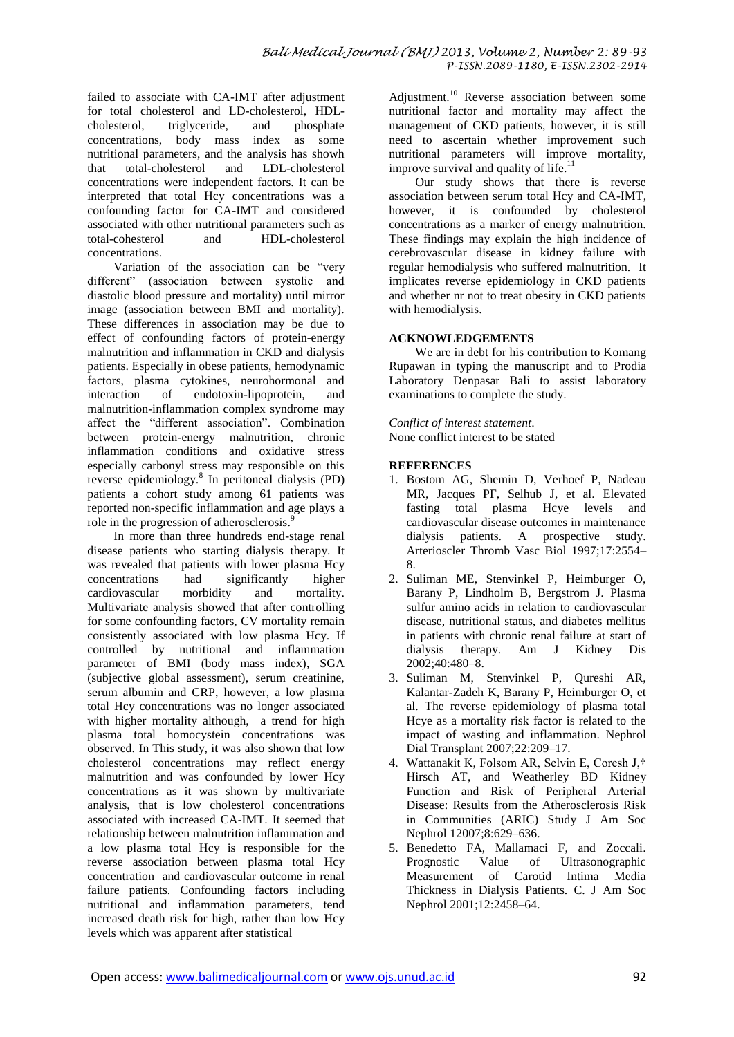failed to associate with CA-IMT after adjustment for total cholesterol and LD-cholesterol, HDL-cholesterol, triglyceride, and phosphate concentrations, body mass index as some nutritional parameters, and the analysis has showh that total-cholesterol and LDL-cholesterol concentrations were independent factors. It can be interpreted that total Hcy concentrations was a confounding factor for CA-IMT and considered associated with other nutritional parameters such as total-cohesterol and HDL-cholesterol concentrations.

Variation of the association can be "very different" (association between systolic and diastolic blood pressure and mortality) until mirror image (association between BMI and mortality). These differences in association may be due to effect of confounding factors of protein-energy malnutrition and inflammation in CKD and dialysis patients. Especially in obese patients, hemodynamic factors, plasma cytokines, neurohormonal and interaction of endotoxin-lipoprotein, and malnutrition-inflammation complex syndrome may affect the "different association". Combination between protein-energy malnutrition, chronic inflammation conditions and oxidative stress especially carbonyl stress may responsible on this reverse epidemiology.[8] In peritoneal dialysis (PD) patients a cohort study among 61 patients was reported non-specific inflammation and age plays a role in the progression of atherosclerosis.[9]

In more than three hundreds end-stage renal disease patients who starting dialysis therapy. It was revealed that patients with lower plasma Hcy concentrations had significantly higher cardiovascular morbidity and mortality. Multivariate analysis showed that after controlling for some confounding factors, CV mortality remain consistently associated with low plasma Hcy. If controlled by nutritional and inflammation parameter of BMI (body mass index), SGA (subjective global assessment), serum creatinine, serum albumin and CRP, however, a low plasma total Hcy concentrations was no longer associated with higher mortality although, a trend for high plasma total homocystein concentrations was observed. In This study, it was also shown that low cholesterol concentrations may reflect energy malnutrition and was confounded by lower Hcy concentrations as it was shown by multivariate analysis, that is low cholesterol concentrations associated with increased CA-IMT. It seemed that relationship between malnutrition inflammation and a low plasma total Hcy is responsible for the reverse association between plasma total Hcy concentration and cardiovascular outcome in renal failure patients. Confounding factors including nutritional and inflammation parameters, tend increased death risk for high, rather than low Hcy levels which was apparent after statistical Adjustment.[10] Reverse association between some nutritional factor and mortality may affect the management of CKD patients, however, it is still need to ascertain whether improvement such nutritional parameters will improve mortality, improve survival and quality of life.[11]

Our study shows that there is reverse association between serum total Hcy and CA-IMT, however, it is confounded by cholesterol concentrations as a marker of energy malnutrition. These findings may explain the high incidence of cerebrovascular disease in kidney failure with regular hemodialysis who suffered malnutrition. It implicates reverse epidemiology in CKD patients and whether nr not to treat obesity in CKD patients with hemodialysis.

## ACKNOWLEDGEMENTS

We are in debt for his contribution to Komang Rupawan in typing the manuscript and to Prodia Laboratory Denpasar Bali to assist laboratory examinations to complete the study.

*Conflict of interest statement*.
None conflict interest to be stated

## REFERENCES

1. Bostom AG, Shemin D, Verhoef P, Nadeau MR, Jacques PF, Selhub J, et al. Elevated fasting total plasma Hcye levels and cardiovascular disease outcomes in maintenance dialysis patients. A prospective study. Arterioscler Thromb Vasc Biol 1997;17:2554–8.
2. Suliman ME, Stenvinkel P, Heimburger O, Barany P, Lindholm B, Bergstrom J. Plasma sulfur amino acids in relation to cardiovascular disease, nutritional status, and diabetes mellitus in patients with chronic renal failure at start of dialysis therapy. Am J Kidney Dis 2002;40:480–8.
3. Suliman M, Stenvinkel P, Qureshi AR, Kalantar-Zadeh K, Barany P, Heimburger O, et al. The reverse epidemiology of plasma total Hcye as a mortality risk factor is related to the impact of wasting and inflammation. Nephrol Dial Transplant 2007;22:209–17.
4. Wattanakit K, Folsom AR, Selvin E, Coresh J,† Hirsch AT, and Weatherley BD Kidney Function and Risk of Peripheral Arterial Disease: Results from the Atherosclerosis Risk in Communities (ARIC) Study J Am Soc Nephrol 12007;8:629–636.
5. Benedetto FA, Mallamaci F, and Zoccali. Prognostic Value of Ultrasonographic Measurement of Carotid Intima Media Thickness in Dialysis Patients. C. J Am Soc Nephrol 2001;12:2458–64.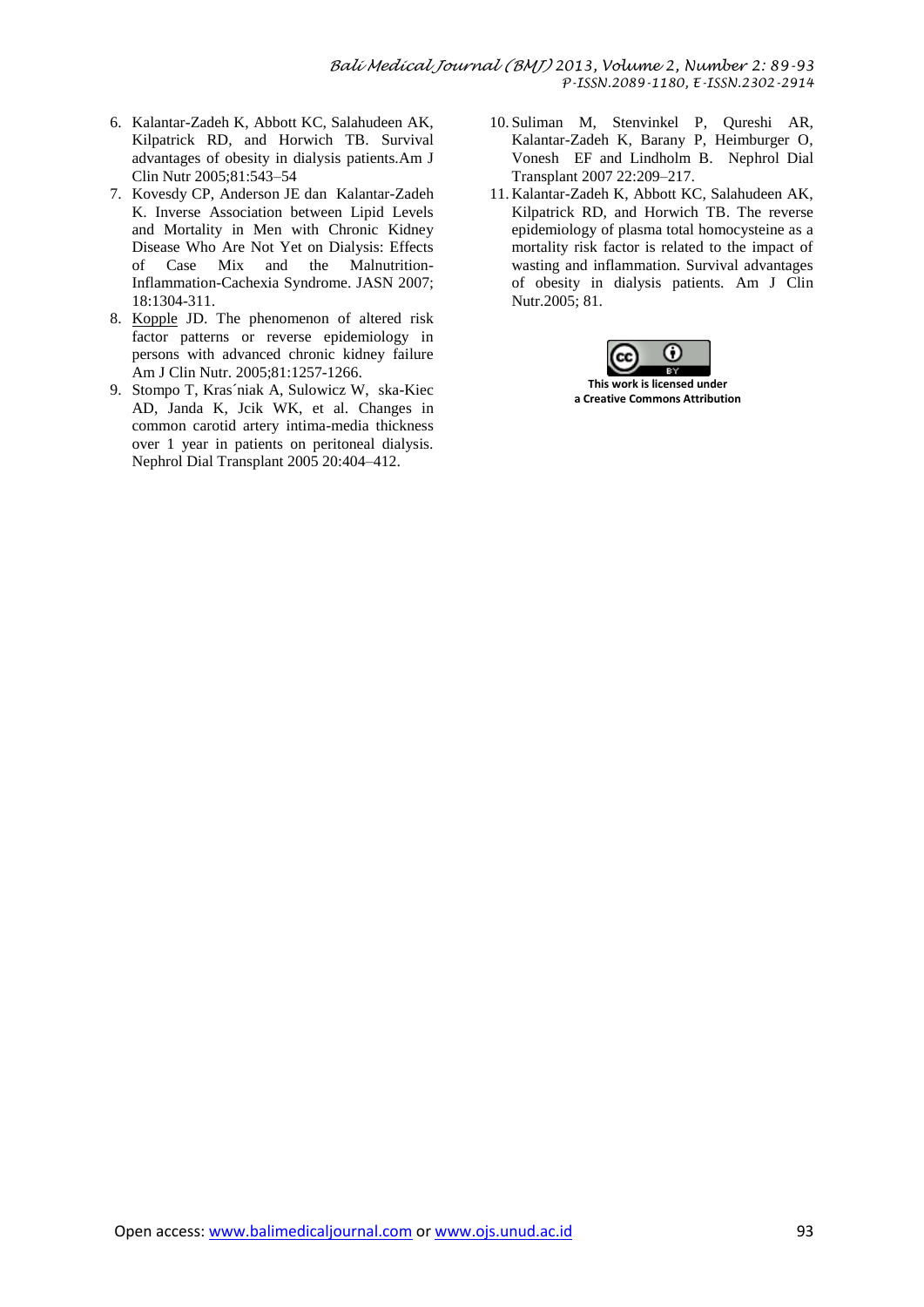6. Kalantar-Zadeh K, Abbott KC, Salahudeen AK, Kilpatrick RD, and Horwich TB. Survival advantages of obesity in dialysis patients.Am J Clin Nutr 2005;81:543–54
7. Kovesdy CP, Anderson JE dan Kalantar-Zadeh K. Inverse Association between Lipid Levels and Mortality in Men with Chronic Kidney Disease Who Are Not Yet on Dialysis: Effects of Case Mix and the Malnutrition-Inflammation-Cachexia Syndrome. JASN 2007; 18:1304-311.
8. Kopple JD. The phenomenon of altered risk factor patterns or reverse epidemiology in persons with advanced chronic kidney failure Am J Clin Nutr. 2005;81:1257-1266.
9. Stompo T, Kras´niak A, Sulowicz W, ska-Kiec AD, Janda K, Jcik WK, et al. Changes in common carotid artery intima-media thickness over 1 year in patients on peritoneal dialysis. Nephrol Dial Transplant 2005 20:404–412.
10. Suliman M, Stenvinkel P, Qureshi AR, Kalantar-Zadeh K, Barany P, Heimburger O, Vonesh EF and Lindholm B. Nephrol Dial Transplant 2007 22:209–217.
11. Kalantar-Zadeh K, Abbott KC, Salahudeen AK, Kilpatrick RD, and Horwich TB. The reverse epidemiology of plasma total homocysteine as a mortality risk factor is related to the impact of wasting and inflammation. Survival advantages of obesity in dialysis patients. Am J Clin Nutr.2005; 81.

**This work is licensed under a Creative Commons Attribution**